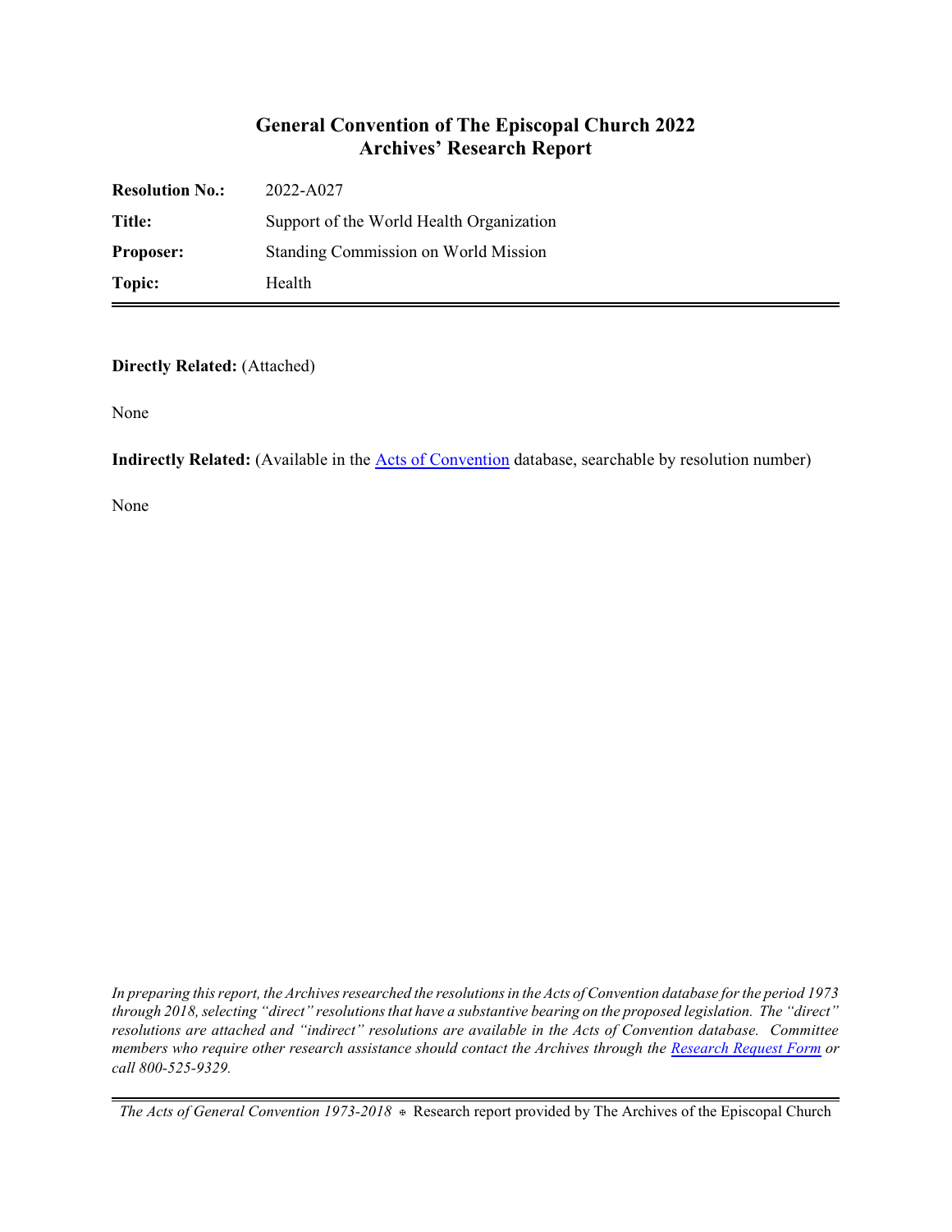# General Convention of The Episcopal Church 2022
## Archives' Research Report

| | |
|---|---|
| **Resolution No.:** | 2022-A027 |
| **Title:** | Support of the World Health Organization |
| **Proposer:** | Standing Commission on World Mission |
| **Topic:** | Health |

**Directly Related:** (Attached)

None

**Indirectly Related:** (Available in the Acts of Convention database, searchable by resolution number)

None

*In preparing this report, the Archives researched the resolutions in the Acts of Convention database for the period 1973 through 2018, selecting "direct" resolutions that have a substantive bearing on the proposed legislation. The "direct" resolutions are attached and "indirect" resolutions are available in the Acts of Convention database. Committee members who require other research assistance should contact the Archives through the Research Request Form or call 800-525-9329.*

*The Acts of General Convention 1973-2018* ⊕ Research report provided by The Archives of the Episcopal Church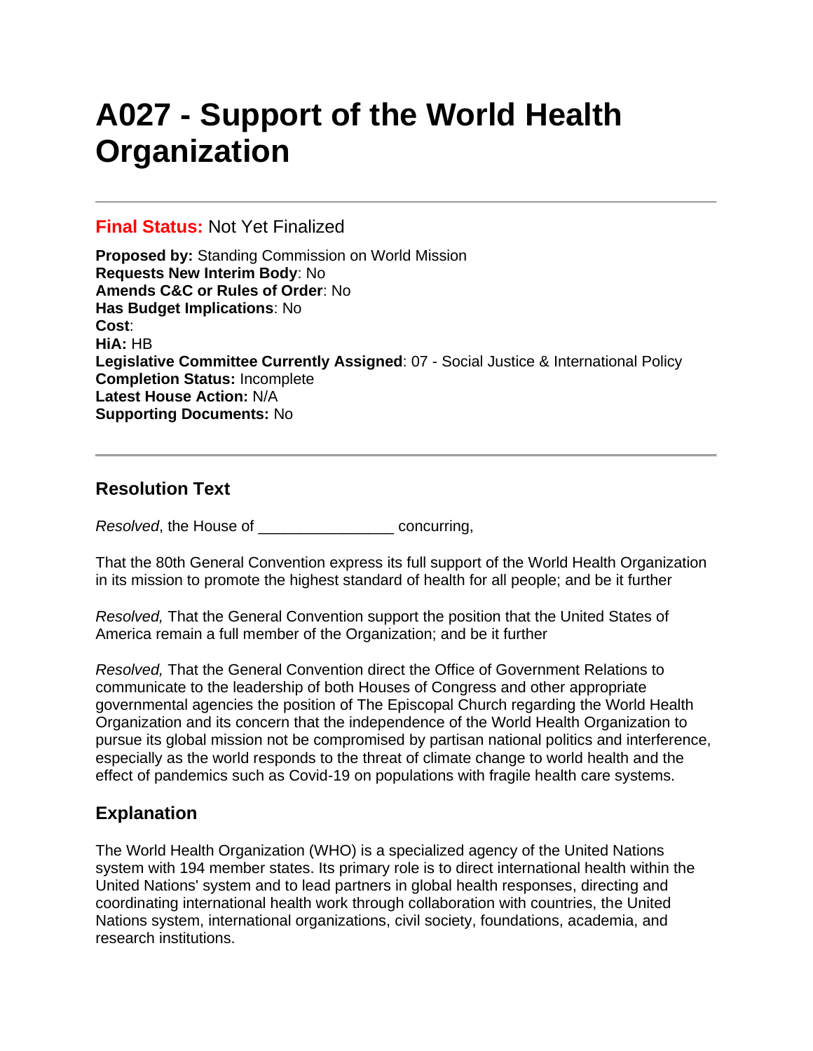# A027 - Support of the World Health Organization

---

**Final Status:** Not Yet Finalized

**Proposed by:** Standing Commission on World Mission
**Requests New Interim Body**: No
**Amends C&C or Rules of Order**: No
**Has Budget Implications**: No
**Cost**:
**HiA:** HB
**Legislative Committee Currently Assigned**: 07 - Social Justice & International Policy
**Completion Status:** Incomplete
**Latest House Action:** N/A
**Supporting Documents:** No

---

## Resolution Text

*Resolved*, the House of ________________ concurring,

That the 80th General Convention express its full support of the World Health Organization in its mission to promote the highest standard of health for all people; and be it further

*Resolved,* That the General Convention support the position that the United States of America remain a full member of the Organization; and be it further

*Resolved,* That the General Convention direct the Office of Government Relations to communicate to the leadership of both Houses of Congress and other appropriate governmental agencies the position of The Episcopal Church regarding the World Health Organization and its concern that the independence of the World Health Organization to pursue its global mission not be compromised by partisan national politics and interference, especially as the world responds to the threat of climate change to world health and the effect of pandemics such as Covid-19 on populations with fragile health care systems.

## Explanation

The World Health Organization (WHO) is a specialized agency of the United Nations system with 194 member states. Its primary role is to direct international health within the United Nations' system and to lead partners in global health responses, directing and coordinating international health work through collaboration with countries, the United Nations system, international organizations, civil society, foundations, academia, and research institutions.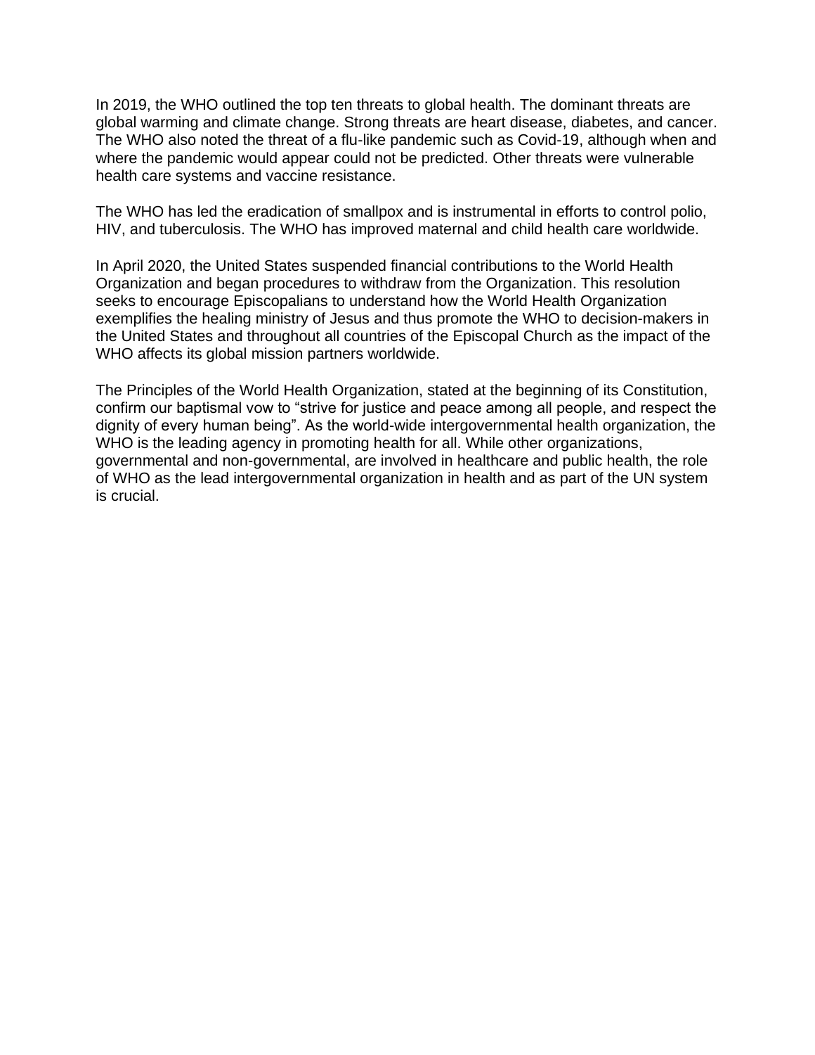In 2019, the WHO outlined the top ten threats to global health. The dominant threats are global warming and climate change. Strong threats are heart disease, diabetes, and cancer. The WHO also noted the threat of a flu-like pandemic such as Covid-19, although when and where the pandemic would appear could not be predicted. Other threats were vulnerable health care systems and vaccine resistance.

The WHO has led the eradication of smallpox and is instrumental in efforts to control polio, HIV, and tuberculosis. The WHO has improved maternal and child health care worldwide.

In April 2020, the United States suspended financial contributions to the World Health Organization and began procedures to withdraw from the Organization. This resolution seeks to encourage Episcopalians to understand how the World Health Organization exemplifies the healing ministry of Jesus and thus promote the WHO to decision-makers in the United States and throughout all countries of the Episcopal Church as the impact of the WHO affects its global mission partners worldwide.

The Principles of the World Health Organization, stated at the beginning of its Constitution, confirm our baptismal vow to "strive for justice and peace among all people, and respect the dignity of every human being". As the world-wide intergovernmental health organization, the WHO is the leading agency in promoting health for all. While other organizations, governmental and non-governmental, are involved in healthcare and public health, the role of WHO as the lead intergovernmental organization in health and as part of the UN system is crucial.